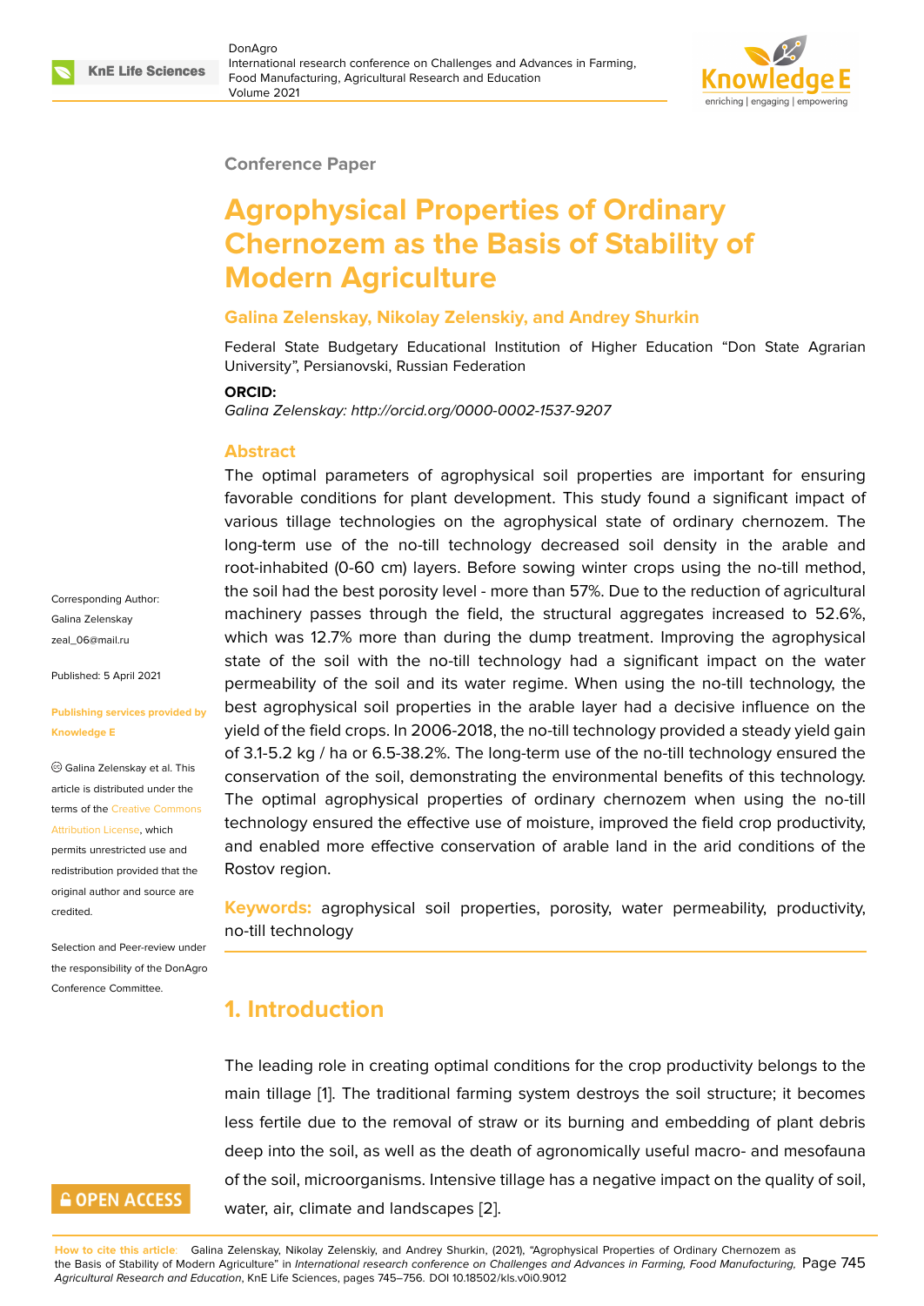Conference Paper

# Agrophysical Properties of Ordinary Chernozem as the Basis of Stability of Modern Agriculture

**Galina Zelenskay, Nikolay Zelenskiy, and Andrey Shurkin**

Federal State Budgetary Educational Institution of Higher Education "Don State Agrarian University", Persianovski, Russian Federation

**ORCID:**

*Galina Zelenskay: http://orcid.org/0000-0002-1537-9207*

Corresponding Author: Galina Zelenskay zeal_06@mail.ru

Published: 5 April 2021

**Publishing services provided by Knowledge E**

Galina Zelenskay et al. This article is distributed under the terms of the Creative Commons Attribution License, which permits unrestricted use and redistribution provided that the original author and source are credited.

Selection and Peer-review under the responsibility of the DonAgro Conference Committee.

## Abstract

The optimal parameters of agrophysical soil properties are important for ensuring favorable conditions for plant development. This study found a significant impact of various tillage technologies on the agrophysical state of ordinary chernozem. The long-term use of the no-till technology decreased soil density in the arable and root-inhabited (0-60 cm) layers. Before sowing winter crops using the no-till method, the soil had the best porosity level - more than 57%. Due to the reduction of agricultural machinery passes through the field, the structural aggregates increased to 52.6%, which was 12.7% more than during the dump treatment. Improving the agrophysical state of the soil with the no-till technology had a significant impact on the water permeability of the soil and its water regime. When using the no-till technology, the best agrophysical soil properties in the arable layer had a decisive influence on the yield of the field crops. In 2006-2018, the no-till technology provided a steady yield gain of 3.1-5.2 kg / ha or 6.5-38.2%. The long-term use of the no-till technology ensured the conservation of the soil, demonstrating the environmental benefits of this technology. The optimal agrophysical properties of ordinary chernozem when using the no-till technology ensured the effective use of moisture, improved the field crop productivity, and enabled more effective conservation of arable land in the arid conditions of the Rostov region.

**Keywords:** agrophysical soil properties, porosity, water permeability, productivity, no-till technology

## 1. Introduction

The leading role in creating optimal conditions for the crop productivity belongs to the main tillage [1]. The traditional farming system destroys the soil structure; it becomes less fertile due to the removal of straw or its burning and embedding of plant debris deep into the soil, as well as the death of agronomically useful macro- and mesofauna of the soil, microorganisms. Intensive tillage has a negative impact on the quality of soil, water, air, climate and landscapes [2].

**How to cite this article**: Galina Zelenskay, Nikolay Zelenskiy, and Andrey Shurkin, (2021), "Agrophysical Properties of Ordinary Chernozem as the Basis of Stability of Modern Agriculture" in *International research conference on Challenges and Advances in Farming, Food Manufacturing, Agricultural Research and Education*, KnE Life Sciences, pages 745–756. DOI 10.18502/kls.v0i0.9012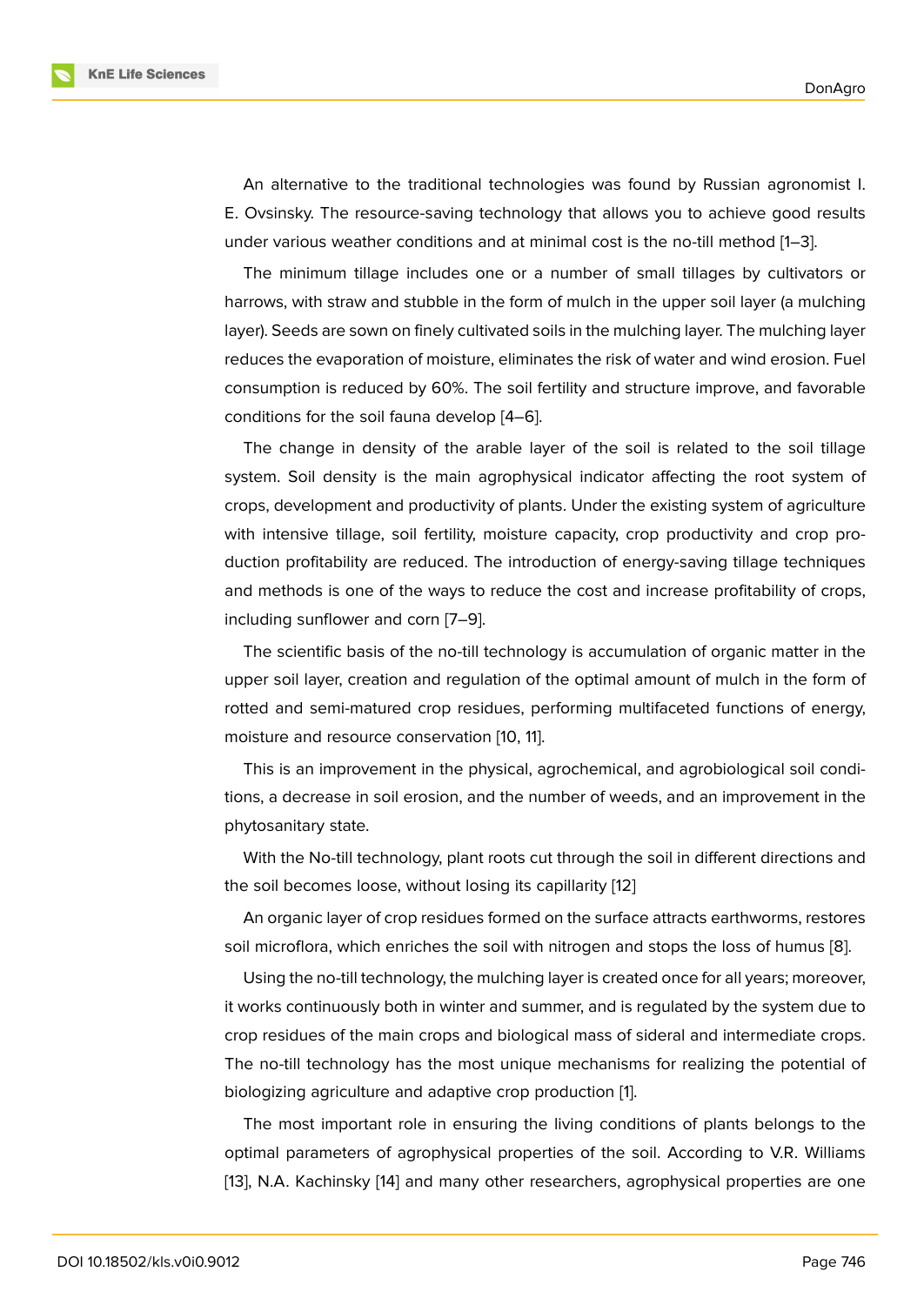An alternative to the traditional technologies was found by Russian agronomist I. E. Ovsinsky. The resource-saving technology that allows you to achieve good results under various weather conditions and at minimal cost is the no-till method [1–3].

The minimum tillage includes one or a number of small tillages by cultivators or harrows, with straw and stubble in the form of mulch in the upper soil layer (a mulching layer). Seeds are sown on finely cultivated soils in the mulching layer. The mulching layer reduces the evaporation of moisture, eliminates the risk of water and wind erosion. Fuel consumption is reduced by 60%. The soil fertility and structure improve, and favorable conditions for the soil fauna develop [4–6].

The change in density of the arable layer of the soil is related to the soil tillage system. Soil density is the main agrophysical indicator affecting the root system of crops, development and productivity of plants. Under the existing system of agriculture with intensive tillage, soil fertility, moisture capacity, crop productivity and crop production profitability are reduced. The introduction of energy-saving tillage techniques and methods is one of the ways to reduce the cost and increase profitability of crops, including sunflower and corn [7–9].

The scientific basis of the no-till technology is accumulation of organic matter in the upper soil layer, creation and regulation of the optimal amount of mulch in the form of rotted and semi-matured crop residues, performing multifaceted functions of energy, moisture and resource conservation [10, 11].

This is an improvement in the physical, agrochemical, and agrobiological soil conditions, a decrease in soil erosion, and the number of weeds, and an improvement in the phytosanitary state.

With the No-till technology, plant roots cut through the soil in different directions and the soil becomes loose, without losing its capillarity [12]

An organic layer of crop residues formed on the surface attracts earthworms, restores soil microflora, which enriches the soil with nitrogen and stops the loss of humus [8].

Using the no-till technology, the mulching layer is created once for all years; moreover, it works continuously both in winter and summer, and is regulated by the system due to crop residues of the main crops and biological mass of sideral and intermediate crops. The no-till technology has the most unique mechanisms for realizing the potential of biologizing agriculture and adaptive crop production [1].

The most important role in ensuring the living conditions of plants belongs to the optimal parameters of agrophysical properties of the soil. According to V.R. Williams [13], N.A. Kachinsky [14] and many other researchers, agrophysical properties are one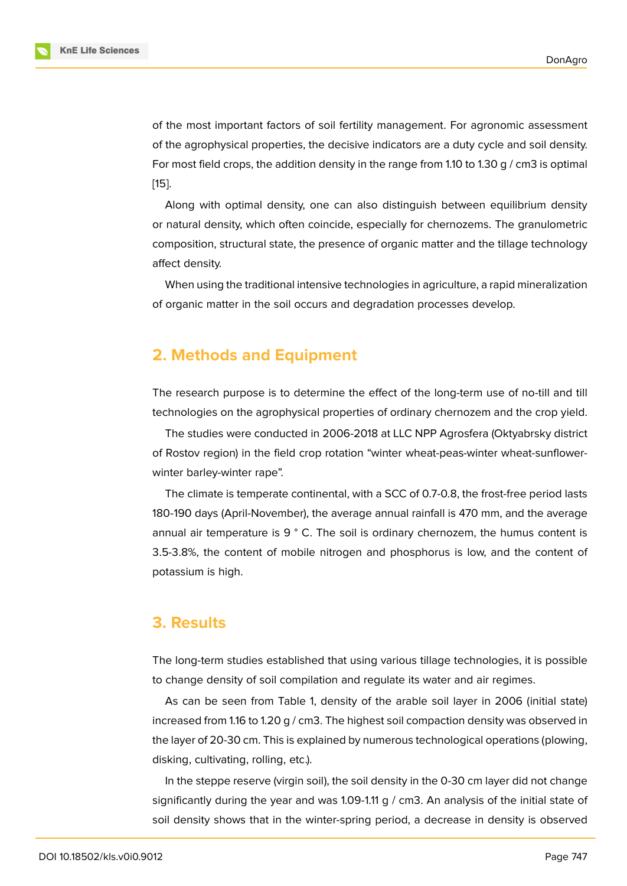of the most important factors of soil fertility management. For agronomic assessment of the agrophysical properties, the decisive indicators are a duty cycle and soil density. For most field crops, the addition density in the range from 1.10 to 1.30 g / cm3 is optimal [15].

Along with optimal density, one can also distinguish between equilibrium density or natural density, which often coincide, especially for chernozems. The granulometric composition, structural state, the presence of organic matter and the tillage technology affect density.

When using the traditional intensive technologies in agriculture, a rapid mineralization of organic matter in the soil occurs and degradation processes develop.

## 2. Methods and Equipment

The research purpose is to determine the effect of the long-term use of no-till and till technologies on the agrophysical properties of ordinary chernozem and the crop yield.

The studies were conducted in 2006-2018 at LLC NPP Agrosfera (Oktyabrsky district of Rostov region) in the field crop rotation "winter wheat-peas-winter wheat-sunflower-winter barley-winter rape".

The climate is temperate continental, with a SCC of 0.7-0.8, the frost-free period lasts 180-190 days (April-November), the average annual rainfall is 470 mm, and the average annual air temperature is 9 ° C. The soil is ordinary chernozem, the humus content is 3.5-3.8%, the content of mobile nitrogen and phosphorus is low, and the content of potassium is high.

## 3. Results

The long-term studies established that using various tillage technologies, it is possible to change density of soil compilation and regulate its water and air regimes.

As can be seen from Table 1, density of the arable soil layer in 2006 (initial state) increased from 1.16 to 1.20 g / cm3. The highest soil compaction density was observed in the layer of 20-30 cm. This is explained by numerous technological operations (plowing, disking, cultivating, rolling, etc.).

In the steppe reserve (virgin soil), the soil density in the 0-30 cm layer did not change significantly during the year and was 1.09-1.11 g / cm3. An analysis of the initial state of soil density shows that in the winter-spring period, a decrease in density is observed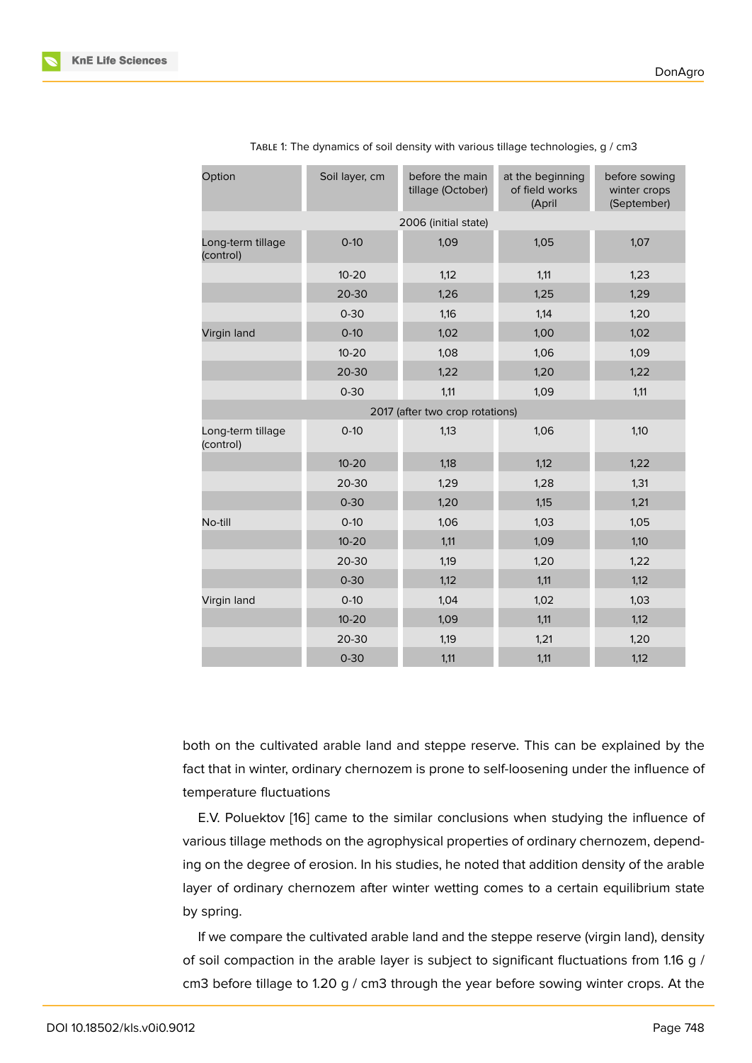Table 1: The dynamics of soil density with various tillage technologies, g / cm3

| Option | Soil layer, cm | before the main tillage (October) | at the beginning of field works (April | before sowing winter crops (September) |
|---|---|---|---|---|
| 2006 (initial state) | | | | |
| Long-term tillage (control) | 0-10 | 1,09 | 1,05 | 1,07 |
| | 10-20 | 1,12 | 1,11 | 1,23 |
| | 20-30 | 1,26 | 1,25 | 1,29 |
| | 0-30 | 1,16 | 1,14 | 1,20 |
| Virgin land | 0-10 | 1,02 | 1,00 | 1,02 |
| | 10-20 | 1,08 | 1,06 | 1,09 |
| | 20-30 | 1,22 | 1,20 | 1,22 |
| | 0-30 | 1,11 | 1,09 | 1,11 |
| 2017 (after two crop rotations) | | | | |
| Long-term tillage (control) | 0-10 | 1,13 | 1,06 | 1,10 |
| | 10-20 | 1,18 | 1,12 | 1,22 |
| | 20-30 | 1,29 | 1,28 | 1,31 |
| | 0-30 | 1,20 | 1,15 | 1,21 |
| No-till | 0-10 | 1,06 | 1,03 | 1,05 |
| | 10-20 | 1,11 | 1,09 | 1,10 |
| | 20-30 | 1,19 | 1,20 | 1,22 |
| | 0-30 | 1,12 | 1,11 | 1,12 |
| Virgin land | 0-10 | 1,04 | 1,02 | 1,03 |
| | 10-20 | 1,09 | 1,11 | 1,12 |
| | 20-30 | 1,19 | 1,21 | 1,20 |
| | 0-30 | 1,11 | 1,11 | 1,12 |

both on the cultivated arable land and steppe reserve. This can be explained by the fact that in winter, ordinary chernozem is prone to self-loosening under the influence of temperature fluctuations

E.V. Poluektov [16] came to the similar conclusions when studying the influence of various tillage methods on the agrophysical properties of ordinary chernozem, depending on the degree of erosion. In his studies, he noted that addition density of the arable layer of ordinary chernozem after winter wetting comes to a certain equilibrium state by spring.

If we compare the cultivated arable land and the steppe reserve (virgin land), density of soil compaction in the arable layer is subject to significant fluctuations from 1.16 g / cm3 before tillage to 1.20 g / cm3 through the year before sowing winter crops. At the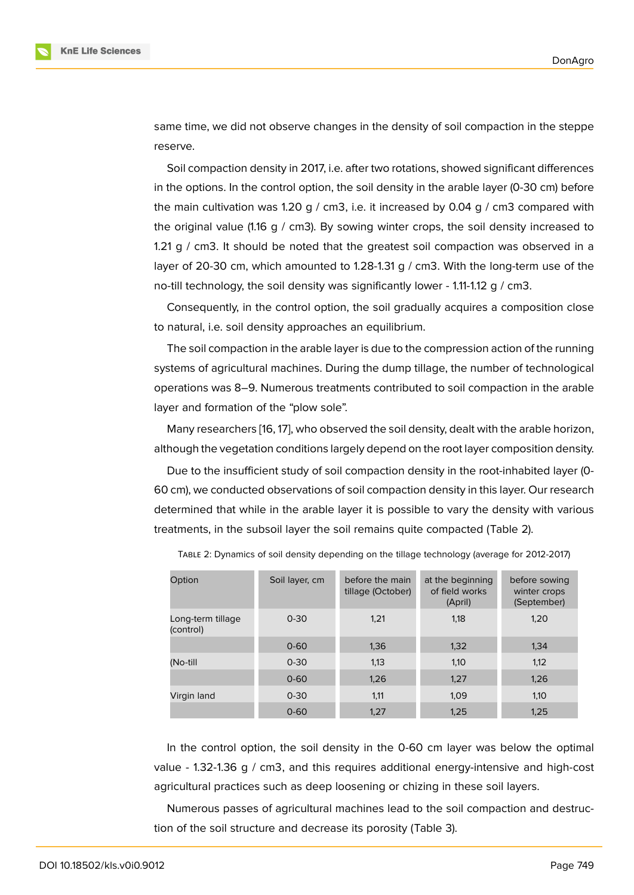same time, we did not observe changes in the density of soil compaction in the steppe reserve.

Soil compaction density in 2017, i.e. after two rotations, showed significant differences in the options. In the control option, the soil density in the arable layer (0-30 cm) before the main cultivation was 1.20 g / cm3, i.e. it increased by 0.04 g / cm3 compared with the original value (1.16 g / cm3). By sowing winter crops, the soil density increased to 1.21 g / cm3. It should be noted that the greatest soil compaction was observed in a layer of 20-30 cm, which amounted to 1.28-1.31 g / cm3. With the long-term use of the no-till technology, the soil density was significantly lower - 1.11-1.12 g / cm3.

Consequently, in the control option, the soil gradually acquires a composition close to natural, i.e. soil density approaches an equilibrium.

The soil compaction in the arable layer is due to the compression action of the running systems of agricultural machines. During the dump tillage, the number of technological operations was 8–9. Numerous treatments contributed to soil compaction in the arable layer and formation of the "plow sole".

Many researchers [16, 17], who observed the soil density, dealt with the arable horizon, although the vegetation conditions largely depend on the root layer composition density.

Due to the insufficient study of soil compaction density in the root-inhabited layer (0-60 cm), we conducted observations of soil compaction density in this layer. Our research determined that while in the arable layer it is possible to vary the density with various treatments, in the subsoil layer the soil remains quite compacted (Table 2).

Table 2: Dynamics of soil density depending on the tillage technology (average for 2012-2017)

| Option | Soil layer, cm | before the main tillage (October) | at the beginning of field works (April) | before sowing winter crops (September) |
|---|---|---|---|---|
| Long-term tillage (control) | 0-30 | 1,21 | 1,18 | 1,20 |
| | 0-60 | 1,36 | 1,32 | 1,34 |
| (No-till | 0-30 | 1,13 | 1,10 | 1,12 |
| | 0-60 | 1,26 | 1,27 | 1,26 |
| Virgin land | 0-30 | 1,11 | 1,09 | 1,10 |
| | 0-60 | 1,27 | 1,25 | 1,25 |

In the control option, the soil density in the 0-60 cm layer was below the optimal value - 1.32-1.36 g / cm3, and this requires additional energy-intensive and high-cost agricultural practices such as deep loosening or chizing in these soil layers.

Numerous passes of agricultural machines lead to the soil compaction and destruction of the soil structure and decrease its porosity (Table 3).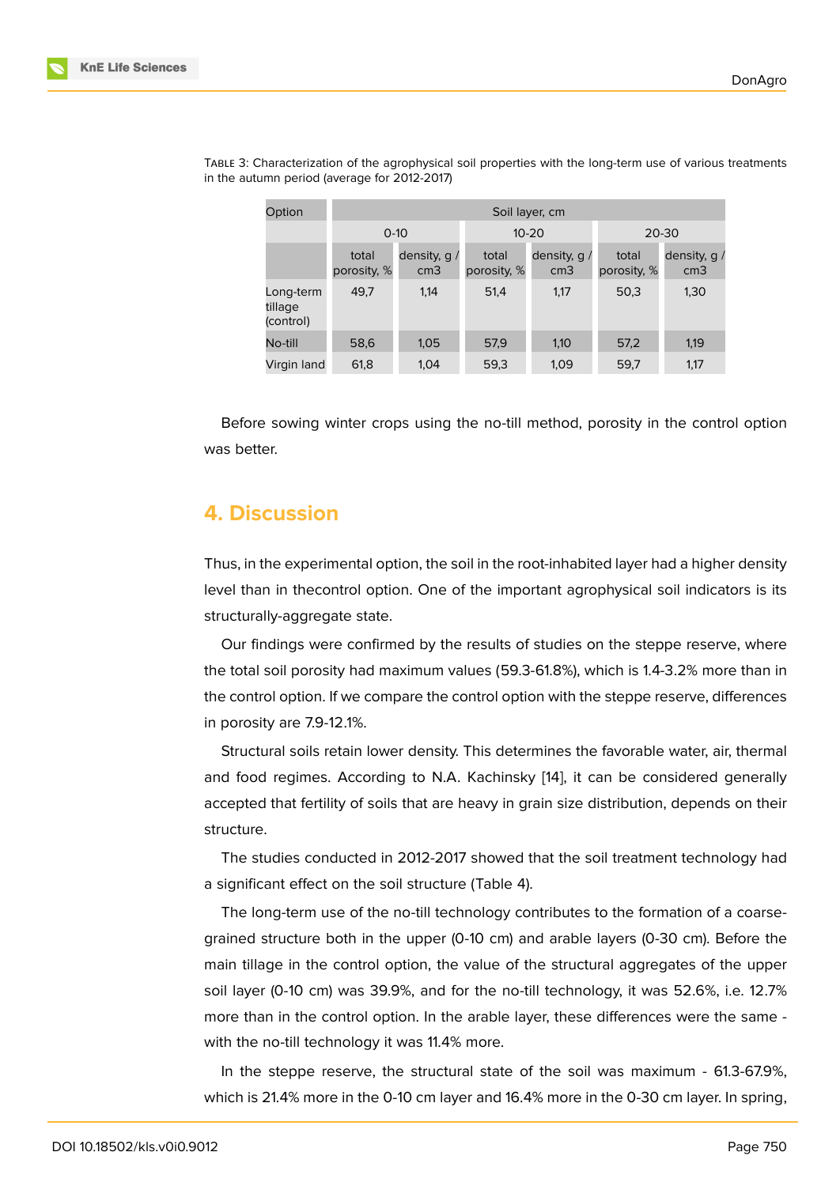Table 3: Characterization of the agrophysical soil properties with the long-term use of various treatments in the autumn period (average for 2012-2017)

| Option | Soil layer, cm | | | | | |
|---|---|---|---|---|---|---|
| | 0-10 | | 10-20 | | 20-30 | |
| | total porosity, % | density, g / cm3 | total porosity, % | density, g / cm3 | total porosity, % | density, g / cm3 |
| Long-term tillage (control) | 49,7 | 1,14 | 51,4 | 1,17 | 50,3 | 1,30 |
| No-till | 58,6 | 1,05 | 57,9 | 1,10 | 57,2 | 1,19 |
| Virgin land | 61,8 | 1,04 | 59,3 | 1,09 | 59,7 | 1,17 |

Before sowing winter crops using the no-till method, porosity in the control option was better.

## 4. Discussion

Thus, in the experimental option, the soil in the root-inhabited layer had a higher density level than in thecontrol option. One of the important agrophysical soil indicators is its structurally-aggregate state.

Our findings were confirmed by the results of studies on the steppe reserve, where the total soil porosity had maximum values (59.3-61.8%), which is 1.4-3.2% more than in the control option. If we compare the control option with the steppe reserve, differences in porosity are 7.9-12.1%.

Structural soils retain lower density. This determines the favorable water, air, thermal and food regimes. According to N.A. Kachinsky [14], it can be considered generally accepted that fertility of soils that are heavy in grain size distribution, depends on their structure.

The studies conducted in 2012-2017 showed that the soil treatment technology had a significant effect on the soil structure (Table 4).

The long-term use of the no-till technology contributes to the formation of a coarse-grained structure both in the upper (0-10 cm) and arable layers (0-30 cm). Before the main tillage in the control option, the value of the structural aggregates of the upper soil layer (0-10 cm) was 39.9%, and for the no-till technology, it was 52.6%, i.e. 12.7% more than in the control option. In the arable layer, these differences were the same - with the no-till technology it was 11.4% more.

In the steppe reserve, the structural state of the soil was maximum - 61.3-67.9%, which is 21.4% more in the 0-10 cm layer and 16.4% more in the 0-30 cm layer. In spring,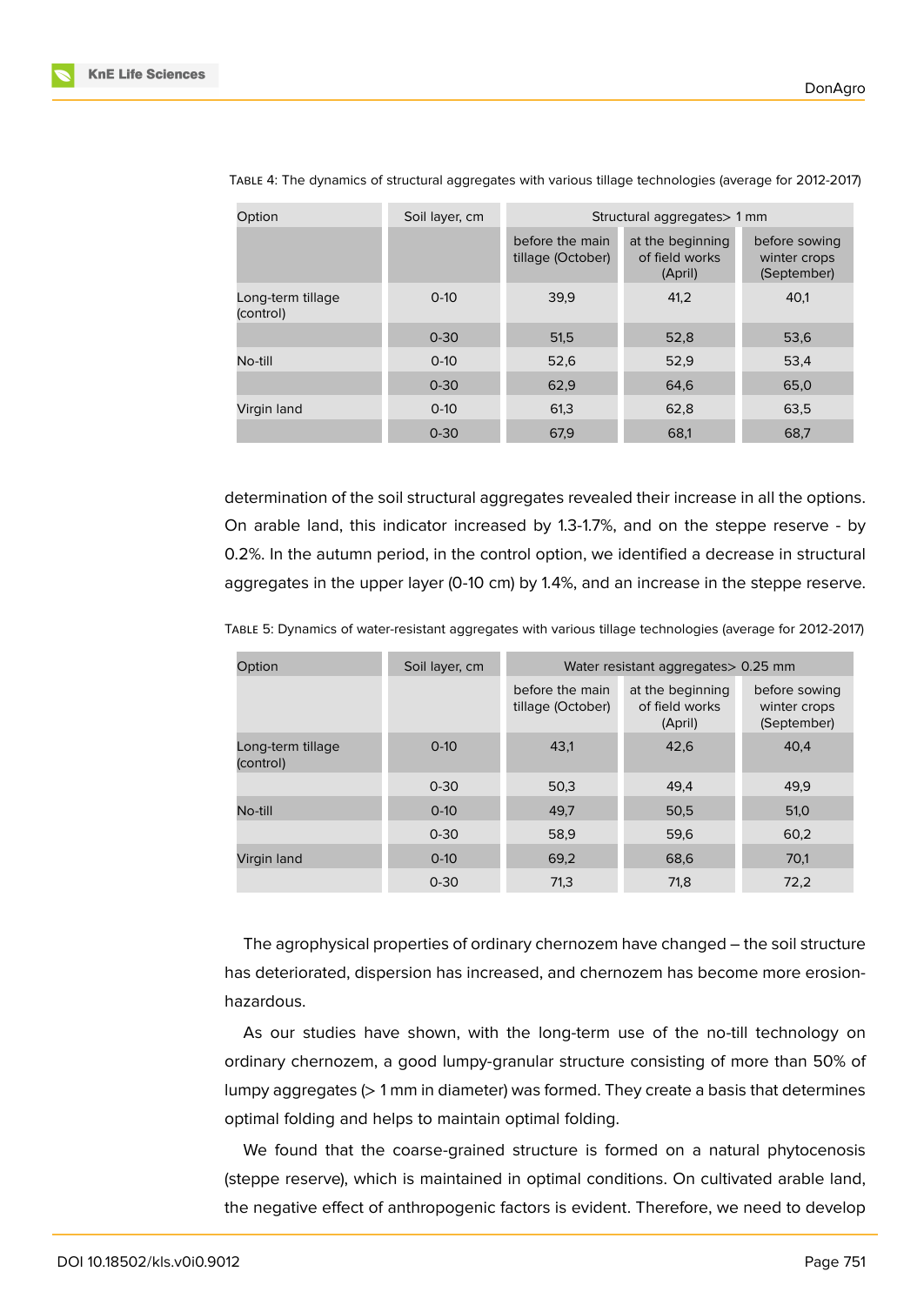TABLE 4: The dynamics of structural aggregates with various tillage technologies (average for 2012-2017)

| Option | Soil layer, cm | Structural aggregates> 1 mm | | |
|---|---|---|---|---|
| | | before the main tillage (October) | at the beginning of field works (April) | before sowing winter crops (September) |
| Long-term tillage (control) | 0-10 | 39,9 | 41,2 | 40,1 |
| | 0-30 | 51,5 | 52,8 | 53,6 |
| No-till | 0-10 | 52,6 | 52,9 | 53,4 |
| | 0-30 | 62,9 | 64,6 | 65,0 |
| Virgin land | 0-10 | 61,3 | 62,8 | 63,5 |
| | 0-30 | 67,9 | 68,1 | 68,7 |

determination of the soil structural aggregates revealed their increase in all the options. On arable land, this indicator increased by 1.3-1.7%, and on the steppe reserve - by 0.2%. In the autumn period, in the control option, we identified a decrease in structural aggregates in the upper layer (0-10 cm) by 1.4%, and an increase in the steppe reserve.

TABLE 5: Dynamics of water-resistant aggregates with various tillage technologies (average for 2012-2017)

| Option | Soil layer, cm | Water resistant aggregates> 0.25 mm | | |
|---|---|---|---|---|
| | | before the main tillage (October) | at the beginning of field works (April) | before sowing winter crops (September) |
| Long-term tillage (control) | 0-10 | 43,1 | 42,6 | 40,4 |
| | 0-30 | 50,3 | 49,4 | 49,9 |
| No-till | 0-10 | 49,7 | 50,5 | 51,0 |
| | 0-30 | 58,9 | 59,6 | 60,2 |
| Virgin land | 0-10 | 69,2 | 68,6 | 70,1 |
| | 0-30 | 71,3 | 71,8 | 72,2 |

The agrophysical properties of ordinary chernozem have changed – the soil structure has deteriorated, dispersion has increased, and chernozem has become more erosion-hazardous.

As our studies have shown, with the long-term use of the no-till technology on ordinary chernozem, a good lumpy-granular structure consisting of more than 50% of lumpy aggregates (> 1 mm in diameter) was formed. They create a basis that determines optimal folding and helps to maintain optimal folding.

We found that the coarse-grained structure is formed on a natural phytocenosis (steppe reserve), which is maintained in optimal conditions. On cultivated arable land, the negative effect of anthropogenic factors is evident. Therefore, we need to develop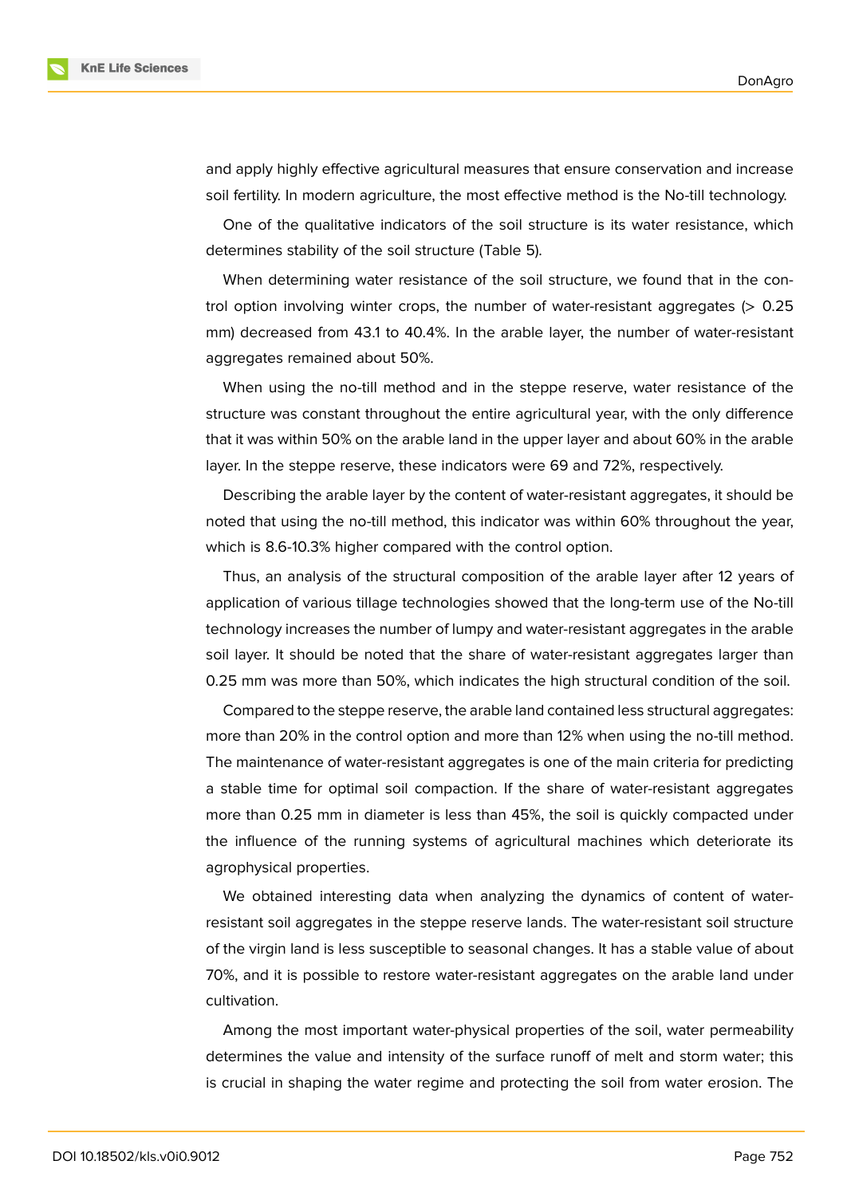and apply highly effective agricultural measures that ensure conservation and increase soil fertility. In modern agriculture, the most effective method is the No-till technology.

One of the qualitative indicators of the soil structure is its water resistance, which determines stability of the soil structure (Table 5).

When determining water resistance of the soil structure, we found that in the control option involving winter crops, the number of water-resistant aggregates (> 0.25 mm) decreased from 43.1 to 40.4%. In the arable layer, the number of water-resistant aggregates remained about 50%.

When using the no-till method and in the steppe reserve, water resistance of the structure was constant throughout the entire agricultural year, with the only difference that it was within 50% on the arable land in the upper layer and about 60% in the arable layer. In the steppe reserve, these indicators were 69 and 72%, respectively.

Describing the arable layer by the content of water-resistant aggregates, it should be noted that using the no-till method, this indicator was within 60% throughout the year, which is 8.6-10.3% higher compared with the control option.

Thus, an analysis of the structural composition of the arable layer after 12 years of application of various tillage technologies showed that the long-term use of the No-till technology increases the number of lumpy and water-resistant aggregates in the arable soil layer. It should be noted that the share of water-resistant aggregates larger than 0.25 mm was more than 50%, which indicates the high structural condition of the soil.

Compared to the steppe reserve, the arable land contained less structural aggregates: more than 20% in the control option and more than 12% when using the no-till method. The maintenance of water-resistant aggregates is one of the main criteria for predicting a stable time for optimal soil compaction. If the share of water-resistant aggregates more than 0.25 mm in diameter is less than 45%, the soil is quickly compacted under the influence of the running systems of agricultural machines which deteriorate its agrophysical properties.

We obtained interesting data when analyzing the dynamics of content of water-resistant soil aggregates in the steppe reserve lands. The water-resistant soil structure of the virgin land is less susceptible to seasonal changes. It has a stable value of about 70%, and it is possible to restore water-resistant aggregates on the arable land under cultivation.

Among the most important water-physical properties of the soil, water permeability determines the value and intensity of the surface runoff of melt and storm water; this is crucial in shaping the water regime and protecting the soil from water erosion. The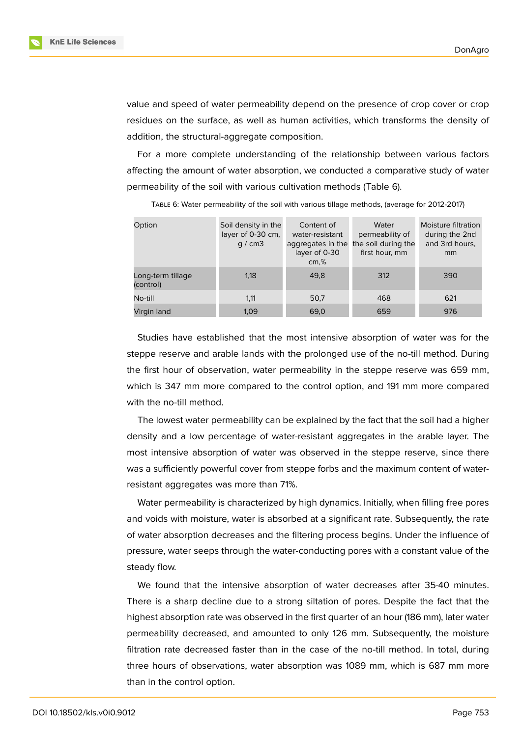value and speed of water permeability depend on the presence of crop cover or crop residues on the surface, as well as human activities, which transforms the density of addition, the structural-aggregate composition.

For a more complete understanding of the relationship between various factors affecting the amount of water absorption, we conducted a comparative study of water permeability of the soil with various cultivation methods (Table 6).

TABLE 6: Water permeability of the soil with various tillage methods, (average for 2012-2017)

| Option | Soil density in the layer of 0-30 cm, g / cm3 | Content of water-resistant aggregates in the layer of 0-30 cm,% | Water permeability of the soil during the first hour, mm | Moisture filtration during the 2nd and 3rd hours, mm |
|---|---|---|---|---|
| Long-term tillage (control) | 1,18 | 49,8 | 312 | 390 |
| No-till | 1,11 | 50,7 | 468 | 621 |
| Virgin land | 1,09 | 69,0 | 659 | 976 |

Studies have established that the most intensive absorption of water was for the steppe reserve and arable lands with the prolonged use of the no-till method. During the first hour of observation, water permeability in the steppe reserve was 659 mm, which is 347 mm more compared to the control option, and 191 mm more compared with the no-till method.

The lowest water permeability can be explained by the fact that the soil had a higher density and a low percentage of water-resistant aggregates in the arable layer. The most intensive absorption of water was observed in the steppe reserve, since there was a sufficiently powerful cover from steppe forbs and the maximum content of water-resistant aggregates was more than 71%.

Water permeability is characterized by high dynamics. Initially, when filling free pores and voids with moisture, water is absorbed at a significant rate. Subsequently, the rate of water absorption decreases and the filtering process begins. Under the influence of pressure, water seeps through the water-conducting pores with a constant value of the steady flow.

We found that the intensive absorption of water decreases after 35-40 minutes. There is a sharp decline due to a strong siltation of pores. Despite the fact that the highest absorption rate was observed in the first quarter of an hour (186 mm), later water permeability decreased, and amounted to only 126 mm. Subsequently, the moisture filtration rate decreased faster than in the case of the no-till method. In total, during three hours of observations, water absorption was 1089 mm, which is 687 mm more than in the control option.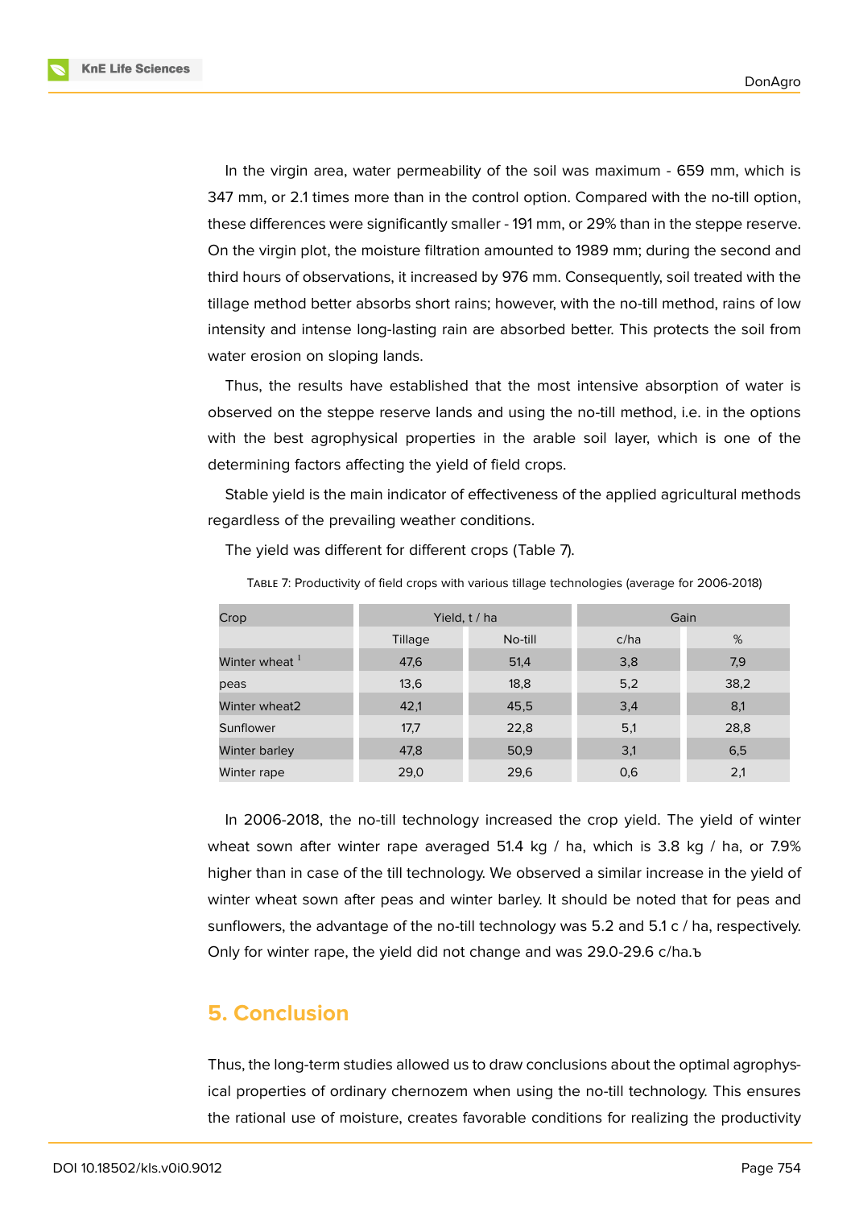In the virgin area, water permeability of the soil was maximum - 659 mm, which is 347 mm, or 2.1 times more than in the control option. Compared with the no-till option, these differences were significantly smaller - 191 mm, or 29% than in the steppe reserve. On the virgin plot, the moisture filtration amounted to 1989 mm; during the second and third hours of observations, it increased by 976 mm. Consequently, soil treated with the tillage method better absorbs short rains; however, with the no-till method, rains of low intensity and intense long-lasting rain are absorbed better. This protects the soil from water erosion on sloping lands.

Thus, the results have established that the most intensive absorption of water is observed on the steppe reserve lands and using the no-till method, i.e. in the options with the best agrophysical properties in the arable soil layer, which is one of the determining factors affecting the yield of field crops.

Stable yield is the main indicator of effectiveness of the applied agricultural methods regardless of the prevailing weather conditions.

The yield was different for different crops (Table 7).

Table 7: Productivity of field crops with various tillage technologies (average for 2006-2018)

| Crop | Yield, t / ha | | Gain | |
|---|---|---|---|---|
| | Tillage | No-till | c/ha | % |
| Winter wheat [1] | 47,6 | 51,4 | 3,8 | 7,9 |
| peas | 13,6 | 18,8 | 5,2 | 38,2 |
| Winter wheat2 | 42,1 | 45,5 | 3,4 | 8,1 |
| Sunflower | 17,7 | 22,8 | 5,1 | 28,8 |
| Winter barley | 47,8 | 50,9 | 3,1 | 6,5 |
| Winter rape | 29,0 | 29,6 | 0,6 | 2,1 |

In 2006-2018, the no-till technology increased the crop yield. The yield of winter wheat sown after winter rape averaged 51.4 kg / ha, which is 3.8 kg / ha, or 7.9% higher than in case of the till technology. We observed a similar increase in the yield of winter wheat sown after peas and winter barley. It should be noted that for peas and sunflowers, the advantage of the no-till technology was 5.2 and 5.1 c / ha, respectively. Only for winter rape, the yield did not change and was 29.0-29.6 c/ha.ъ

## 5. Conclusion

Thus, the long-term studies allowed us to draw conclusions about the optimal agrophysical properties of ordinary chernozem when using the no-till technology. This ensures the rational use of moisture, creates favorable conditions for realizing the productivity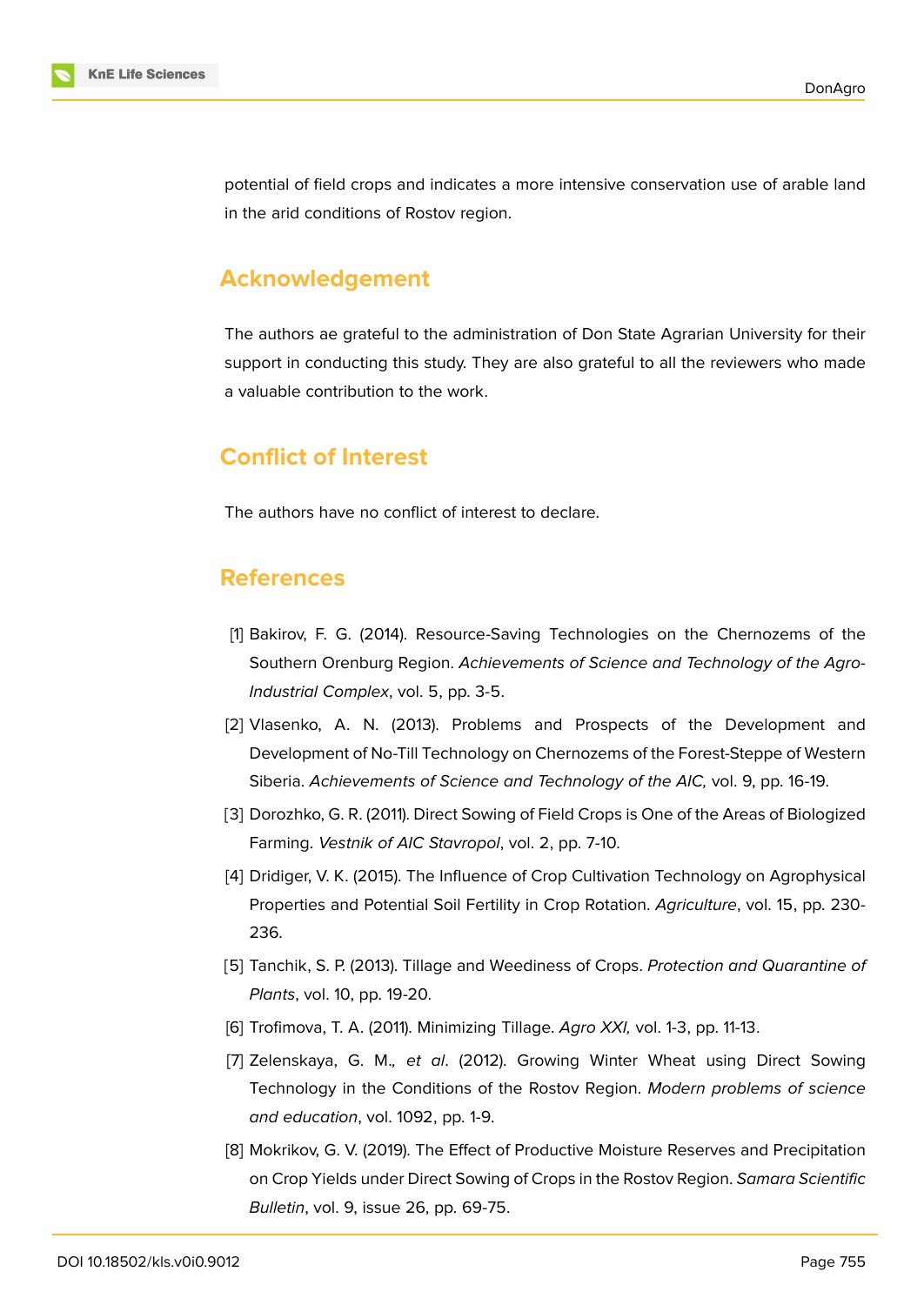potential of field crops and indicates a more intensive conservation use of arable land in the arid conditions of Rostov region.

## Acknowledgement

The authors ae grateful to the administration of Don State Agrarian University for their support in conducting this study. They are also grateful to all the reviewers who made a valuable contribution to the work.

## Conflict of Interest

The authors have no conflict of interest to declare.

## References

[1] Bakirov, F. G. (2014). Resource-Saving Technologies on the Chernozems of the Southern Orenburg Region. *Achievements of Science and Technology of the Agro-Industrial Complex*, vol. 5, pp. 3-5.

[2] Vlasenko, A. N. (2013). Problems and Prospects of the Development and Development of No-Till Technology on Chernozems of the Forest-Steppe of Western Siberia. *Achievements of Science and Technology of the AIC,* vol. 9, pp. 16-19.

[3] Dorozhko, G. R. (2011). Direct Sowing of Field Crops is One of the Areas of Biologized Farming. *Vestnik of AIC Stavropol*, vol. 2, pp. 7-10.

[4] Dridiger, V. K. (2015). The Influence of Crop Cultivation Technology on Agrophysical Properties and Potential Soil Fertility in Crop Rotation. *Agriculture*, vol. 15, pp. 230-236.

[5] Tanchik, S. P. (2013). Tillage and Weediness of Crops. *Protection and Quarantine of Plants*, vol. 10, pp. 19-20.

[6] Trofimova, T. A. (2011). Minimizing Tillage. *Agro XXI,* vol. 1-3, pp. 11-13.

[7] Zelenskaya, G. M.*, et al*. (2012). Growing Winter Wheat using Direct Sowing Technology in the Conditions of the Rostov Region. *Modern problems of science and education*, vol. 1092, pp. 1-9.

[8] Mokrikov, G. V. (2019). The Effect of Productive Moisture Reserves and Precipitation on Crop Yields under Direct Sowing of Crops in the Rostov Region. *Samara Scientific Bulletin*, vol. 9, issue 26, pp. 69-75.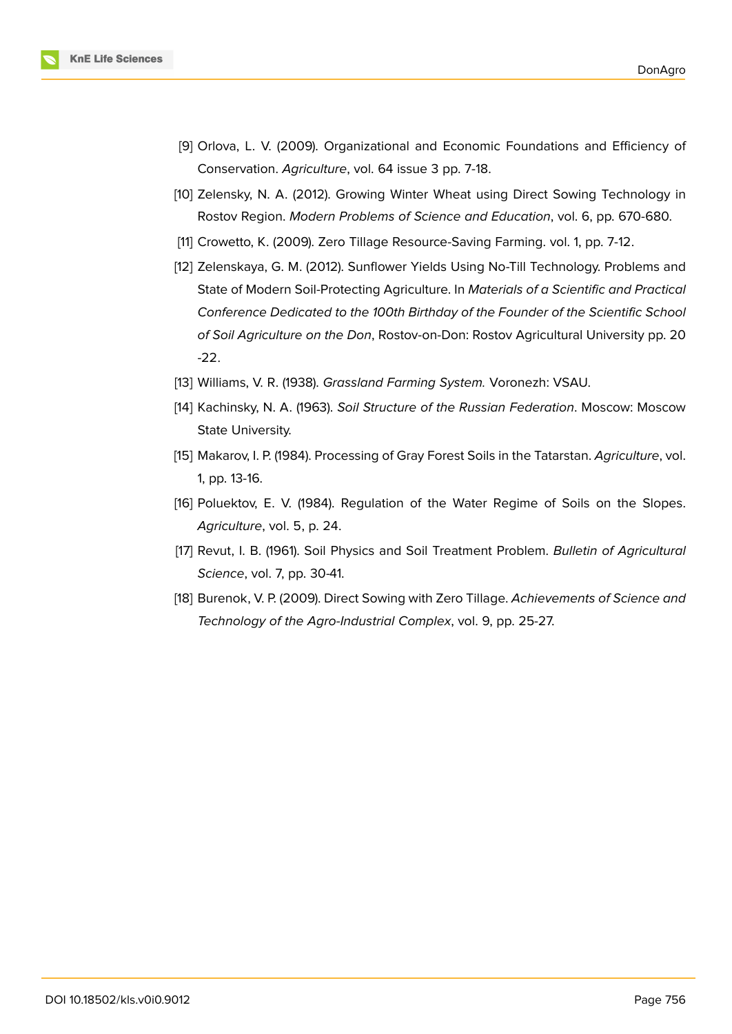[9] Orlova, L. V. (2009). Organizational and Economic Foundations and Efficiency of Conservation. *Agriculture*, vol. 64 issue 3 pp. 7-18.

[10] Zelensky, N. A. (2012). Growing Winter Wheat using Direct Sowing Technology in Rostov Region. *Modern Problems of Science and Education*, vol. 6, pp. 670-680.

[11] Crowetto, K. (2009). Zero Tillage Resource-Saving Farming. vol. 1, pp. 7-12.

[12] Zelenskaya, G. M. (2012). Sunflower Yields Using No-Till Technology. Problems and State of Modern Soil-Protecting Agriculture. In *Materials of a Scientific and Practical Conference Dedicated to the 100th Birthday of the Founder of the Scientific School of Soil Agriculture on the Don*, Rostov-on-Don: Rostov Agricultural University pp. 20 -22.

[13] Williams, V. R. (1938). *Grassland Farming System.* Voronezh: VSAU.

[14] Kachinsky, N. A. (1963). *Soil Structure of the Russian Federation*. Moscow: Moscow State University.

[15] Makarov, I. P. (1984). Processing of Gray Forest Soils in the Tatarstan. *Agriculture*, vol. 1, pp. 13-16.

[16] Poluektov, E. V. (1984). Regulation of the Water Regime of Soils on the Slopes. *Agriculture*, vol. 5, p. 24.

[17] Revut, I. B. (1961). Soil Physics and Soil Treatment Problem. *Bulletin of Agricultural Science*, vol. 7, pp. 30-41.

[18] Burenok, V. P. (2009). Direct Sowing with Zero Tillage. *Achievements of Science and Technology of the Agro-Industrial Complex*, vol. 9, pp. 25-27.